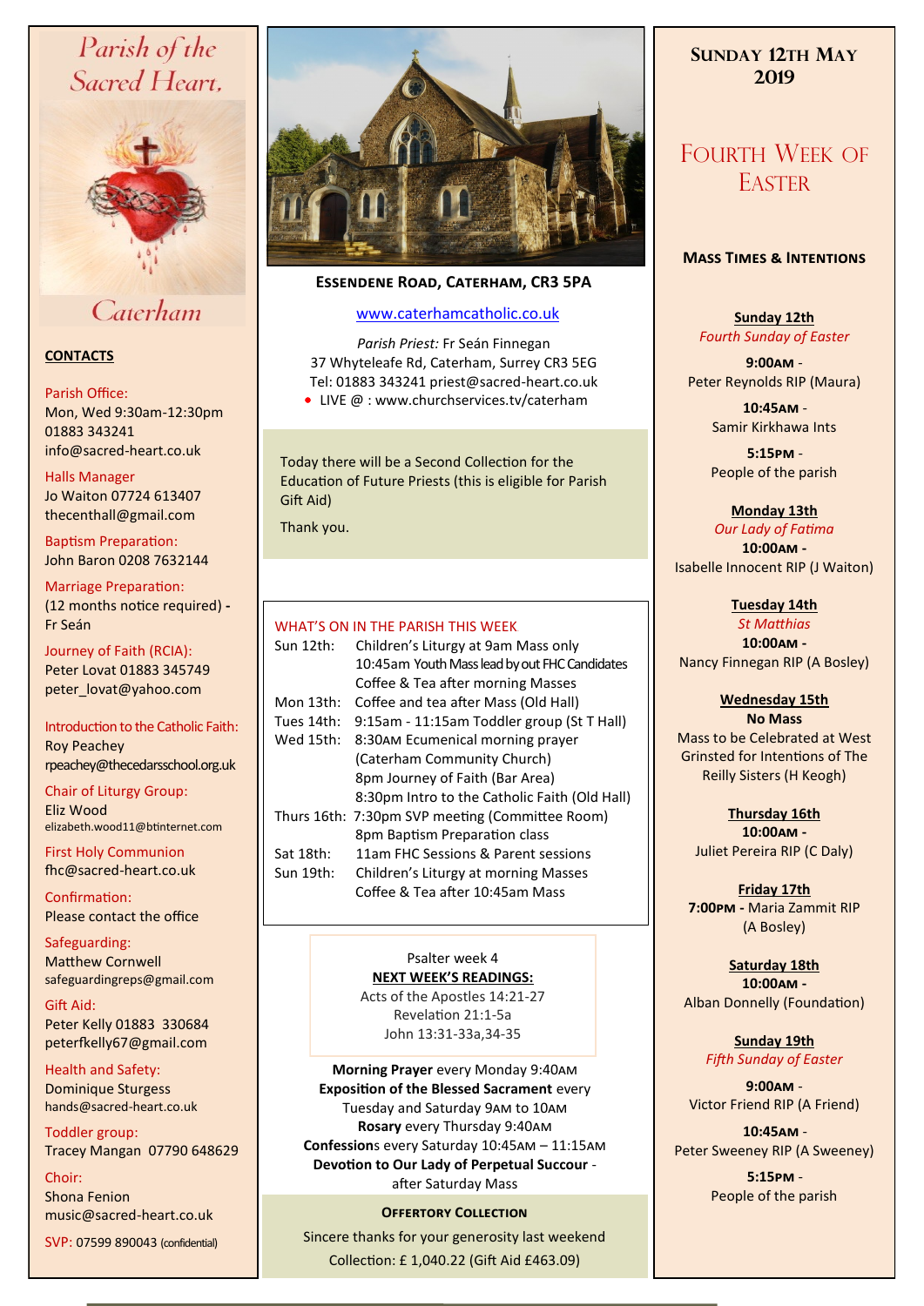# Parish of the Sacred Heart, Caterham

## CONTACTS

Parish Office:
Mon, Wed 9:30am-12:30pm
01883 343241
info@sacred-heart.co.uk

Halls Manager
Jo Waiton 07724 613407
thecenthall@gmail.com

Baptism Preparation:
John Baron 0208 7632144

Marriage Preparation:
(12 months notice required) - Fr Seán

Journey of Faith (RCIA):
Peter Lovat 01883 345749
peter_lovat@yahoo.com

Introduction to the Catholic Faith:
Roy Peachey
rpeachey@thecedarsschool.org.uk

Chair of Liturgy Group:
Eliz Wood
elizabeth.wood11@btinternet.com

First Holy Communion
fhc@sacred-heart.co.uk

Confirmation:
Please contact the office

Safeguarding:
Matthew Cornwell
safeguardingreps@gmail.com

Gift Aid:
Peter Kelly 01883 330684
peterfkelly67@gmail.com

Health and Safety:
Dominique Sturgess
hands@sacred-heart.co.uk

Toddler group:
Tracey Mangan 07790 648629

Choir:
Shona Fenion
music@sacred-heart.co.uk

SVP: 07599 890043 (confidential)

**ESSENDENE ROAD, CATERHAM, CR3 5PA**

www.caterhamcatholic.co.uk

*Parish Priest:* Fr Seán Finnegan
37 Whyteleafe Rd, Caterham, Surrey CR3 5EG
Tel: 01883 343241 priest@sacred-heart.co.uk

- LIVE @ : www.churchservices.tv/caterham

Today there will be a Second Collection for the Education of Future Priests (this is eligible for Parish Gift Aid)

Thank you.

### WHAT'S ON IN THE PARISH THIS WEEK

| | |
|---|---|
| Sun 12th: | Children's Liturgy at 9am Mass only |
| | 10:45am Youth Mass lead by out FHC Candidates |
| | Coffee & Tea after morning Masses |
| Mon 13th: | Coffee and tea after Mass (Old Hall) |
| Tues 14th: | 9:15am - 11:15am Toddler group (St T Hall) |
| Wed 15th: | 8:30AM Ecumenical morning prayer (Caterham Community Church) |
| | 8pm Journey of Faith (Bar Area) |
| | 8:30pm Intro to the Catholic Faith (Old Hall) |
| Thurs 16th: | 7:30pm SVP meeting (Committee Room) |
| | 8pm Baptism Preparation class |
| Sat 18th: | 11am FHC Sessions & Parent sessions |
| Sun 19th: | Children's Liturgy at morning Masses |
| | Coffee & Tea after 10:45am Mass |

Psalter week 4

**NEXT WEEK'S READINGS:**
Acts of the Apostles 14:21-27
Revelation 21:1-5a
John 13:31-33a,34-35

**Morning Prayer** every Monday 9:40AM
**Exposition of the Blessed Sacrament** every Tuesday and Saturday 9AM to 10AM
**Rosary** every Thursday 9:40AM
**Confessions** every Saturday 10:45AM – 11:15AM
**Devotion to Our Lady of Perpetual Succour** - after Saturday Mass

**OFFERTORY COLLECTION**

Sincere thanks for your generosity last weekend
Collection: £ 1,040.22 (Gift Aid £463.09)

## SUNDAY 12TH MAY 2019

## FOURTH WEEK OF EASTER

### MASS TIMES & INTENTIONS

**Sunday 12th**
*Fourth Sunday of Easter*

**9:00AM** -
Peter Reynolds RIP (Maura)

**10:45AM** -
Samir Kirkhawa Ints

**5:15PM** -
People of the parish

**Monday 13th**
*Our Lady of Fatima*
**10:00AM** -
Isabelle Innocent RIP (J Waiton)

**Tuesday 14th**
*St Matthias*
**10:00AM** -
Nancy Finnegan RIP (A Bosley)

**Wednesday 15th**
**No Mass**
Mass to be Celebrated at West Grinsted for Intentions of The Reilly Sisters (H Keogh)

**Thursday 16th**
**10:00AM** -
Juliet Pereira RIP (C Daly)

**Friday 17th**
**7:00PM** - Maria Zammit RIP (A Bosley)

**Saturday 18th**
**10:00AM** -
Alban Donnelly (Foundation)

**Sunday 19th**
*Fifth Sunday of Easter*

**9:00AM** -
Victor Friend RIP (A Friend)

**10:45AM** -
Peter Sweeney RIP (A Sweeney)

**5:15PM** -
People of the parish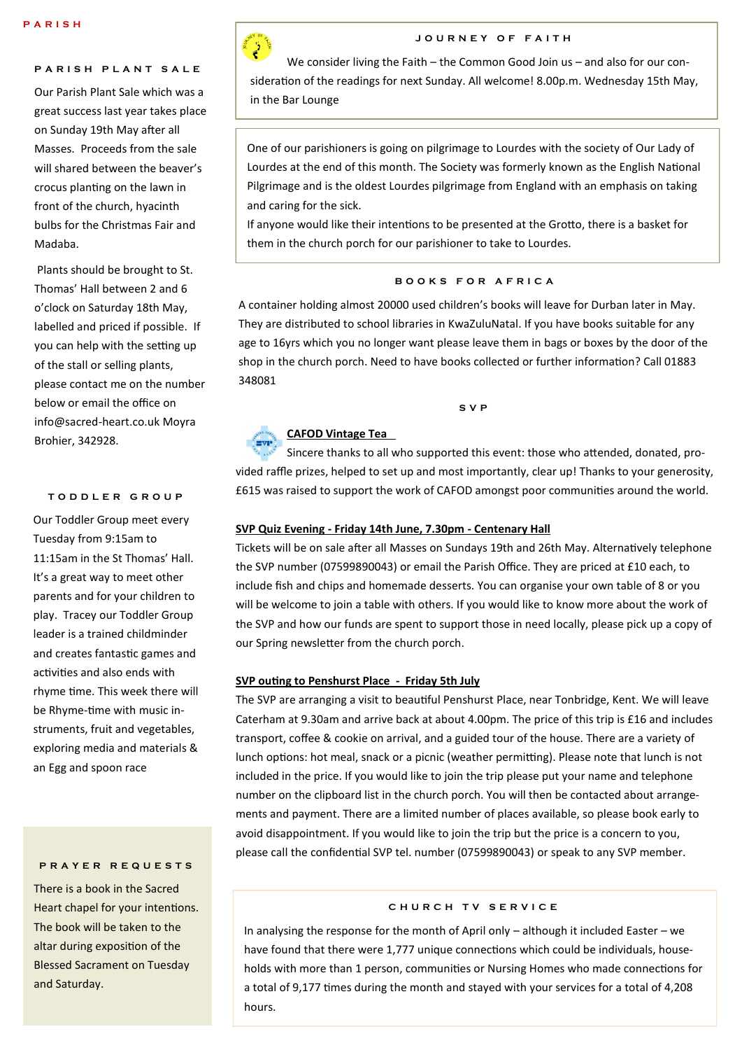PARISH

## PARISH PLANT SALE

Our Parish Plant Sale which was a great success last year takes place on Sunday 19th May after all Masses. Proceeds from the sale will shared between the beaver's crocus planting on the lawn in front of the church, hyacinth bulbs for the Christmas Fair and Madaba.

Plants should be brought to St. Thomas' Hall between 2 and 6 o'clock on Saturday 18th May, labelled and priced if possible. If you can help with the setting up of the stall or selling plants, please contact me on the number below or email the office on info@sacred-heart.co.uk Moyra Brohier, 342928.

## TODDLER GROUP

Our Toddler Group meet every Tuesday from 9:15am to 11:15am in the St Thomas' Hall. It's a great way to meet other parents and for your children to play. Tracey our Toddler Group leader is a trained childminder and creates fantastic games and activities and also ends with rhyme time. This week there will be Rhyme-time with music instruments, fruit and vegetables, exploring media and materials & an Egg and spoon race

## PRAYER REQUESTS

There is a book in the Sacred Heart chapel for your intentions. The book will be taken to the altar during exposition of the Blessed Sacrament on Tuesday and Saturday.

## JOURNEY OF FAITH

We consider living the Faith – the Common Good Join us – and also for our consideration of the readings for next Sunday. All welcome! 8.00p.m. Wednesday 15th May, in the Bar Lounge

One of our parishioners is going on pilgrimage to Lourdes with the society of Our Lady of Lourdes at the end of this month. The Society was formerly known as the English National Pilgrimage and is the oldest Lourdes pilgrimage from England with an emphasis on taking and caring for the sick.

If anyone would like their intentions to be presented at the Grotto, there is a basket for them in the church porch for our parishioner to take to Lourdes.

## BOOKS FOR AFRICA

A container holding almost 20000 used children's books will leave for Durban later in May. They are distributed to school libraries in KwaZuluNatal. If you have books suitable for any age to 16yrs which you no longer want please leave them in bags or boxes by the door of the shop in the church porch. Need to have books collected or further information? Call 01883 348081

## SVP

**CAFOD Vintage Tea**

Sincere thanks to all who supported this event: those who attended, donated, provided raffle prizes, helped to set up and most importantly, clear up! Thanks to your generosity, £615 was raised to support the work of CAFOD amongst poor communities around the world.

**SVP Quiz Evening - Friday 14th June, 7.30pm - Centenary Hall**

Tickets will be on sale after all Masses on Sundays 19th and 26th May. Alternatively telephone the SVP number (07599890043) or email the Parish Office. They are priced at £10 each, to include fish and chips and homemade desserts. You can organise your own table of 8 or you will be welcome to join a table with others. If you would like to know more about the work of the SVP and how our funds are spent to support those in need locally, please pick up a copy of our Spring newsletter from the church porch.

**SVP outing to Penshurst Place - Friday 5th July**

The SVP are arranging a visit to beautiful Penshurst Place, near Tonbridge, Kent. We will leave Caterham at 9.30am and arrive back at about 4.00pm. The price of this trip is £16 and includes transport, coffee & cookie on arrival, and a guided tour of the house. There are a variety of lunch options: hot meal, snack or a picnic (weather permitting). Please note that lunch is not included in the price. If you would like to join the trip please put your name and telephone number on the clipboard list in the church porch. You will then be contacted about arrangements and payment. There are a limited number of places available, so please book early to avoid disappointment. If you would like to join the trip but the price is a concern to you, please call the confidential SVP tel. number (07599890043) or speak to any SVP member.

## CHURCH TV SERVICE

In analysing the response for the month of April only – although it included Easter – we have found that there were 1,777 unique connections which could be individuals, households with more than 1 person, communities or Nursing Homes who made connections for a total of 9,177 times during the month and stayed with your services for a total of 4,208 hours.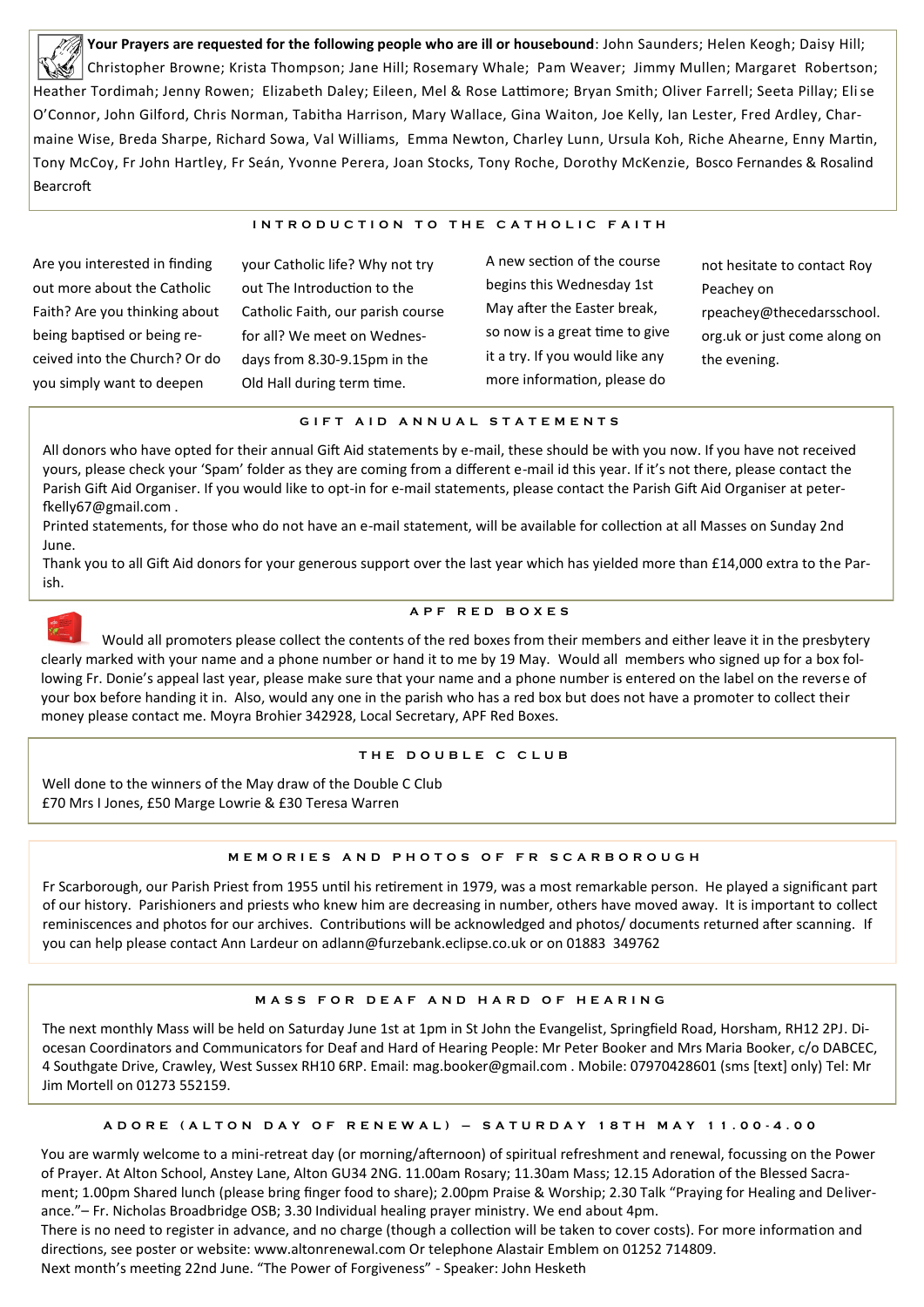**Your Prayers are requested for the following people who are ill or housebound**: John Saunders; Helen Keogh; Daisy Hill; Christopher Browne; Krista Thompson; Jane Hill; Rosemary Whale; Pam Weaver; Jimmy Mullen; Margaret Robertson; Heather Tordimah; Jenny Rowen; Elizabeth Daley; Eileen, Mel & Rose Lattimore; Bryan Smith; Oliver Farrell; Seeta Pillay; Elise O'Connor, John Gilford, Chris Norman, Tabitha Harrison, Mary Wallace, Gina Waiton, Joe Kelly, Ian Lester, Fred Ardley, Charmaine Wise, Breda Sharpe, Richard Sowa, Val Williams, Emma Newton, Charley Lunn, Ursula Koh, Riche Ahearne, Enny Martin, Tony McCoy, Fr John Hartley, Fr Seán, Yvonne Perera, Joan Stocks, Tony Roche, Dorothy McKenzie, Bosco Fernandes & Rosalind Bearcroft

## INTRODUCTION TO THE CATHOLIC FAITH

Are you interested in finding out more about the Catholic Faith? Are you thinking about being baptised or being received into the Church? Or do you simply want to deepen your Catholic life? Why not try out The Introduction to the Catholic Faith, our parish course for all? We meet on Wednesdays from 8.30-9.15pm in the Old Hall during term time.

A new section of the course begins this Wednesday 1st May after the Easter break, so now is a great time to give it a try. If you would like any more information, please do not hesitate to contact Roy Peachey on rpeachey@thecedarsschool.org.uk or just come along on the evening.

## GIFT AID ANNUAL STATEMENTS

All donors who have opted for their annual Gift Aid statements by e-mail, these should be with you now. If you have not received yours, please check your 'Spam' folder as they are coming from a different e-mail id this year. If it's not there, please contact the Parish Gift Aid Organiser. If you would like to opt-in for e-mail statements, please contact the Parish Gift Aid Organiser at peterfkelly67@gmail.com .

Printed statements, for those who do not have an e-mail statement, will be available for collection at all Masses on Sunday 2nd June.

Thank you to all Gift Aid donors for your generous support over the last year which has yielded more than £14,000 extra to the Parish.

## APF RED BOXES

Would all promoters please collect the contents of the red boxes from their members and either leave it in the presbytery clearly marked with your name and a phone number or hand it to me by 19 May. Would all members who signed up for a box following Fr. Donie's appeal last year, please make sure that your name and a phone number is entered on the label on the reverse of your box before handing it in. Also, would any one in the parish who has a red box but does not have a promoter to collect their money please contact me. Moyra Brohier 342928, Local Secretary, APF Red Boxes.

## THE DOUBLE C CLUB

Well done to the winners of the May draw of the Double C Club
£70 Mrs I Jones, £50 Marge Lowrie & £30 Teresa Warren

## MEMORIES AND PHOTOS OF FR SCARBOROUGH

Fr Scarborough, our Parish Priest from 1955 until his retirement in 1979, was a most remarkable person. He played a significant part of our history. Parishioners and priests who knew him are decreasing in number, others have moved away. It is important to collect reminiscences and photos for our archives. Contributions will be acknowledged and photos/ documents returned after scanning. If you can help please contact Ann Lardeur on adlann@furzebank.eclipse.co.uk or on 01883 349762

## MASS FOR DEAF AND HARD OF HEARING

The next monthly Mass will be held on Saturday June 1st at 1pm in St John the Evangelist, Springfield Road, Horsham, RH12 2PJ. Diocesan Coordinators and Communicators for Deaf and Hard of Hearing People: Mr Peter Booker and Mrs Maria Booker, c/o DABCEC, 4 Southgate Drive, Crawley, West Sussex RH10 6RP. Email: mag.booker@gmail.com . Mobile: 07970428601 (sms [text] only) Tel: Mr Jim Mortell on 01273 552159.

## ADORE (ALTON DAY OF RENEWAL) – SATURDAY 18TH MAY 11.00-4.00

You are warmly welcome to a mini-retreat day (or morning/afternoon) of spiritual refreshment and renewal, focussing on the Power of Prayer. At Alton School, Anstey Lane, Alton GU34 2NG. 11.00am Rosary; 11.30am Mass; 12.15 Adoration of the Blessed Sacrament; 1.00pm Shared lunch (please bring finger food to share); 2.00pm Praise & Worship; 2.30 Talk "Praying for Healing and Deliverance."– Fr. Nicholas Broadbridge OSB; 3.30 Individual healing prayer ministry. We end about 4pm.

There is no need to register in advance, and no charge (though a collection will be taken to cover costs). For more information and directions, see poster or website: www.altonrenewal.com Or telephone Alastair Emblem on 01252 714809.

Next month's meeting 22nd June. "The Power of Forgiveness" - Speaker: John Hesketh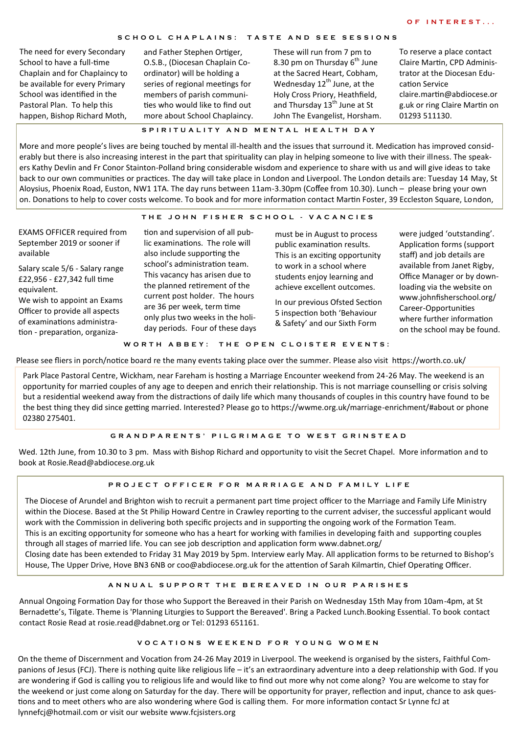OF INTEREST...

## SCHOOL CHAPLAINS: TASTE AND SEE SESSIONS

The need for every Secondary School to have a full-time Chaplain and for Chaplaincy to be available for every Primary School was identified in the Pastoral Plan. To help this happen, Bishop Richard Moth, and Father Stephen Ortiger, O.S.B., (Diocesan Chaplain Co-ordinator) will be holding a series of regional meetings for members of parish communities who would like to find out more about School Chaplaincy. These will run from 7 pm to 8.30 pm on Thursday 6th June at the Sacred Heart, Cobham, Wednesday 12th June, at the Holy Cross Priory, Heathfield, and Thursday 13th June at St John The Evangelist, Horsham. To reserve a place contact Claire Martin, CPD Administrator at the Diocesan Education Service claire.martin@abdiocese.org.uk or ring Claire Martin on 01293 511130.

## SPIRITUALITY AND MENTAL HEALTH DAY

More and more people's lives are being touched by mental ill-health and the issues that surround it. Medication has improved considerably but there is also increasing interest in the part that spirituality can play in helping someone to live with their illness. The speakers Kathy Devlin and Fr Conor Stainton-Polland bring considerable wisdom and experience to share with us and will give ideas to take back to our own communities or practices. The day will take place in London and Liverpool. The London details are: Tuesday 14 May, St Aloysius, Phoenix Road, Euston, NW1 1TA. The day runs between 11am-3.30pm (Coffee from 10.30). Lunch – please bring your own on. Donations to help to cover costs welcome. To book and for more information contact Martin Foster, 39 Eccleston Square, London,

## THE JOHN FISHER SCHOOL - VACANCIES

EXAMS OFFICER required from September 2019 or sooner if available

Salary scale 5/6 - Salary range £22,956 - £27,342 full time equivalent.

We wish to appoint an Exams Officer to provide all aspects of examinations administration - preparation, organization and supervision of all public examinations. The role will also include supporting the school's administration team. This vacancy has arisen due to the planned retirement of the current post holder. The hours are 36 per week, term time only plus two weeks in the holiday periods. Four of these days must be in August to process public examination results. This is an exciting opportunity to work in a school where students enjoy learning and achieve excellent outcomes.

In our previous Ofsted Section 5 inspection both 'Behaviour & Safety' and our Sixth Form were judged 'outstanding'. Application forms (support staff) and job details are available from Janet Rigby, Office Manager or by downloading via the website on www.johnfisherschool.org/Career-Opportunities where further information on the school may be found.

## WORTH ABBEY: THE OPEN CLOISTER EVENTS:

Please see fliers in porch/notice board re the many events taking place over the summer. Please also visit https://worth.co.uk/

Park Place Pastoral Centre, Wickham, near Fareham is hosting a Marriage Encounter weekend from 24-26 May. The weekend is an opportunity for married couples of any age to deepen and enrich their relationship. This is not marriage counselling or crisis solving but a residential weekend away from the distractions of daily life which many thousands of couples in this country have found to be the best thing they did since getting married. Interested? Please go to https://wwme.org.uk/marriage-enrichment/#about or phone 02380 275401.

## GRANDPARENTS' PILGRIMAGE TO WEST GRINSTEAD

Wed. 12th June, from 10.30 to 3 pm. Mass with Bishop Richard and opportunity to visit the Secret Chapel. More information and to book at Rosie.Read@abdiocese.org.uk

## PROJECT OFFICER FOR MARRIAGE AND FAMILY LIFE

The Diocese of Arundel and Brighton wish to recruit a permanent part time project officer to the Marriage and Family Life Ministry within the Diocese. Based at the St Philip Howard Centre in Crawley reporting to the current adviser, the successful applicant would work with the Commission in delivering both specific projects and in supporting the ongoing work of the Formation Team.
This is an exciting opportunity for someone who has a heart for working with families in developing faith and supporting couples through all stages of married life. You can see job description and application form www.dabnet.org/
Closing date has been extended to Friday 31 May 2019 by 5pm. Interview early May. All application forms to be returned to Bishop's House, The Upper Drive, Hove BN3 6NB or coo@abdiocese.org.uk for the attention of Sarah Kilmartin, Chief Operating Officer.

## ANNUAL SUPPORT THE BEREAVED IN OUR PARISHES

Annual Ongoing Formation Day for those who Support the Bereaved in their Parish on Wednesday 15th May from 10am-4pm, at St Bernadette's, Tilgate. Theme is 'Planning Liturgies to Support the Bereaved'. Bring a Packed Lunch.Booking Essential. To book contact contact Rosie Read at rosie.read@dabnet.org or Tel: 01293 651161.

## VOCATIONS WEEKEND FOR YOUNG WOMEN

On the theme of Discernment and Vocation from 24-26 May 2019 in Liverpool. The weekend is organised by the sisters, Faithful Companions of Jesus (FCJ). There is nothing quite like religious life – it's an extraordinary adventure into a deep relationship with God. If you are wondering if God is calling you to religious life and would like to find out more why not come along? You are welcome to stay for the weekend or just come along on Saturday for the day. There will be opportunity for prayer, reflection and input, chance to ask questions and to meet others who are also wondering where God is calling them. For more information contact Sr Lynne fcJ at lynnefcj@hotmail.com or visit our website www.fcjsisters.org